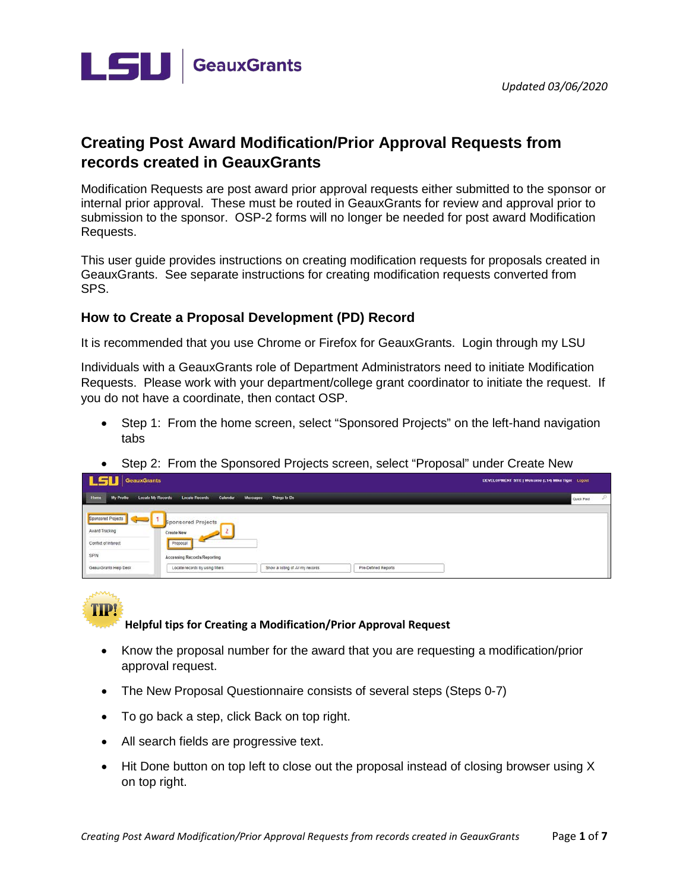*Updated 03/06/2020*

# Creating Post Award Modification/Prior Approval Requests from records created in GeauxGrants

Modification Requests are post award prior approval requests either submitted to the sponsor or internal prior approval. These must be routed in GeauxGrants for review and approval prior to submission to the sponsor. OSP-2 forms will no longer be needed for post award Modification Requests.

This user guide provides instructions on creating modification requests for proposals created in GeauxGrants. See separate instructions for creating modification requests converted from SPS.

## How to Create a Proposal Development (PD) Record

It is recommended that you use Chrome or Firefox for GeauxGrants. Login through my LSU

Individuals with a GeauxGrants role of Department Administrators need to initiate Modification Requests. Please work with your department/college grant coordinator to initiate the request. If you do not have a coordinate, then contact OSP.

- Step 1: From the home screen, select “Sponsored Projects” on the left-hand navigation tabs
- Step 2: From the Sponsored Projects screen, select “Proposal” under Create New

**Helpful tips for Creating a Modification/Prior Approval Request**

- Know the proposal number for the award that you are requesting a modification/prior approval request.
- The New Proposal Questionnaire consists of several steps (Steps 0-7)
- To go back a step, click Back on top right.
- All search fields are progressive text.
- Hit Done button on top left to close out the proposal instead of closing browser using X on top right.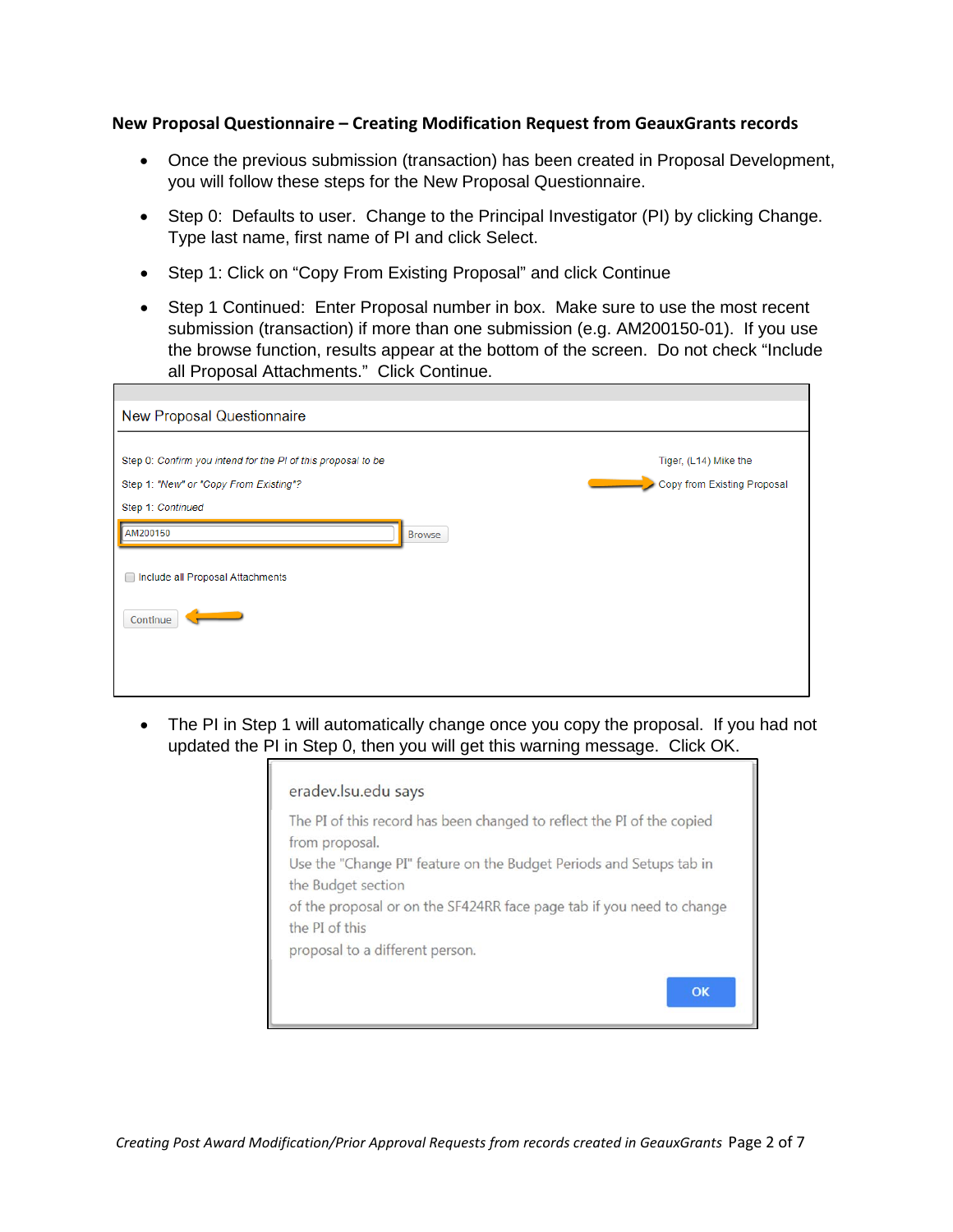**New Proposal Questionnaire – Creating Modification Request from GeauxGrants records**

- Once the previous submission (transaction) has been created in Proposal Development, you will follow these steps for the New Proposal Questionnaire.
- Step 0: Defaults to user. Change to the Principal Investigator (PI) by clicking Change. Type last name, first name of PI and click Select.
- Step 1: Click on "Copy From Existing Proposal" and click Continue
- Step 1 Continued: Enter Proposal number in box. Make sure to use the most recent submission (transaction) if more than one submission (e.g. AM200150-01). If you use the browse function, results appear at the bottom of the screen. Do not check "Include all Proposal Attachments." Click Continue.

New Proposal Questionnaire

Step 0: *Confirm you intend for the PI of this proposal to be* — Tiger, (L14) Mike the

Step 1: *"New" or "Copy From Existing"?* — Copy from Existing Proposal

Step 1: *Continued*

AM200150 [Browse]

☐ Include all Proposal Attachments

[Continue]

- The PI in Step 1 will automatically change once you copy the proposal. If you had not updated the PI in Step 0, then you will get this warning message. Click OK.

eradev.lsu.edu says

The PI of this record has been changed to reflect the PI of the copied from proposal.
Use the "Change PI" feature on the Budget Periods and Setups tab in the Budget section
of the proposal or on the SF424RR face page tab if you need to change the PI of this
proposal to a different person.

[OK]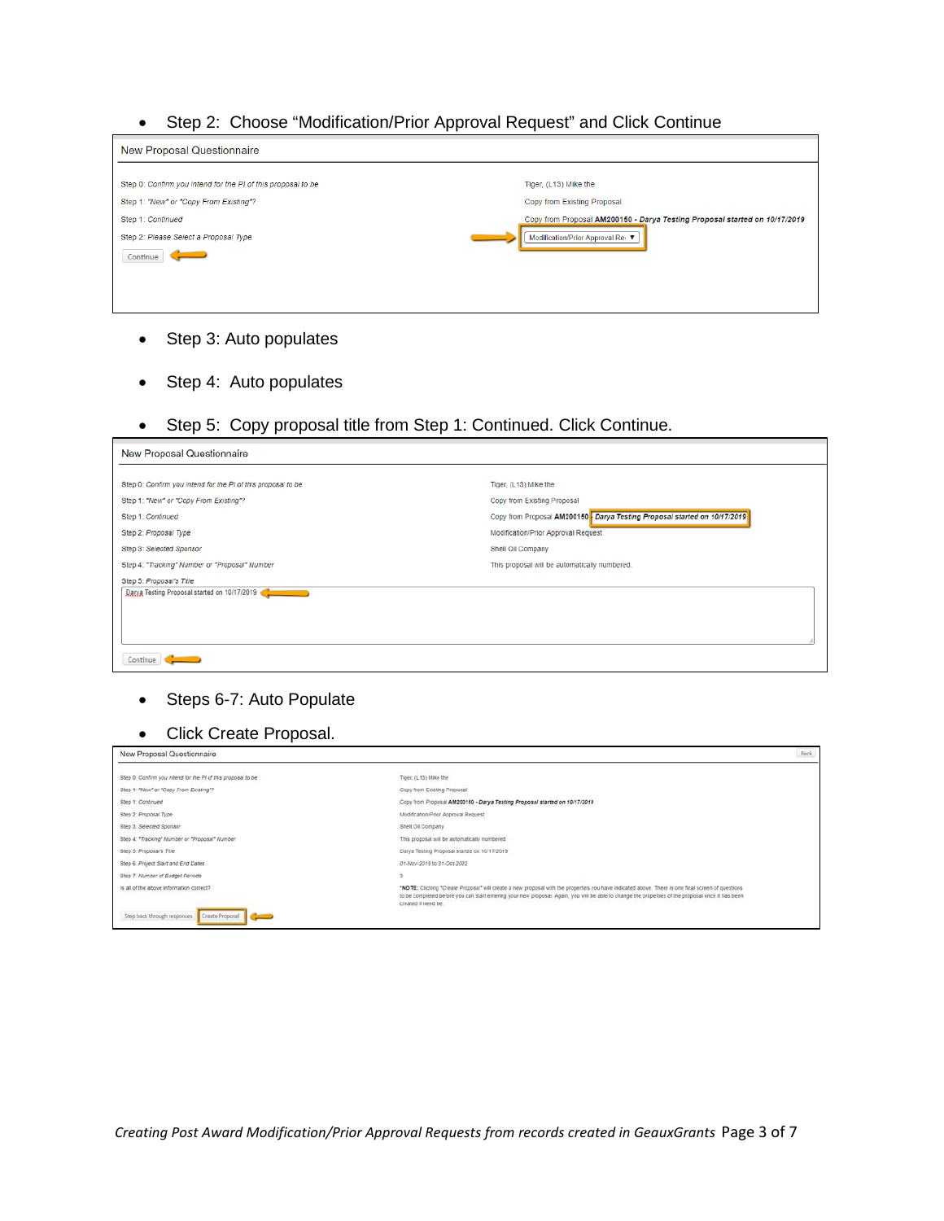- Step 2: Choose "Modification/Prior Approval Request" and Click Continue

New Proposal Questionnaire

| | |
|---|---|
| Step 0: Confirm you intend for the PI of this proposal to be | Tiger, (L13) Mike the |
| Step 1: "New" or "Copy From Existing"? | Copy from Existing Proposal |
| Step 1: Continued | Copy from Proposal **AM200150 - *Darya Testing Proposal started on 10/17/2019*** |
| Step 2: Please Select a Proposal Type | Modification/Prior Approval Re ▼ |

Continue

- Step 3: Auto populates
- Step 4: Auto populates
- Step 5: Copy proposal title from Step 1: Continued. Click Continue.

New Proposal Questionnaire

| | |
|---|---|
| Step 0: Confirm you intend for the PI of this proposal to be | Tiger, (L13) Mike the |
| Step 1: "New" or "Copy From Existing"? | Copy from Existing Proposal |
| Step 1: Continued | Copy from Proposal **AM200150** ***Darya Testing Proposal started on 10/17/2019*** |
| Step 2: Proposal Type | Modification/Prior Approval Request |
| Step 3: Selected Sponsor | Shell Oil Company |
| Step 4: "Tracking" Number or "Proposal" Number | This proposal will be automatically numbered. |

Step 5: Proposal's Title

Darya Testing Proposal started on 10/17/2019

Continue

- Steps 6-7: Auto Populate
- Click Create Proposal.

New Proposal Questionnaire

Back

| | |
|---|---|
| Step 0: Confirm you intend for the PI of this proposal to be | Tiger, (L13) Mike the |
| Step 1: "New" or "Copy From Existing"? | Copy from Existing Proposal |
| Step 1: Continued | Copy from Proposal **AM200150 - *Darya Testing Proposal started on 10/17/2019*** |
| Step 2: Proposal Type | Modification/Prior Approval Request |
| Step 3: Selected Sponsor | Shell Oil Company |
| Step 4: "Tracking" Number or "Proposal" Number | This proposal will be automatically numbered. |
| Step 5: Proposal's Title | Darya Testing Proposal started on 10/17/2019 |
| Step 6: Project Start and End Dates | 01-Nov-2019 to 31-Oct-2022 |
| Step 7: Number of Budget Periods | 3 |
| Is all of the above information correct? | "**NOTE:** Clicking "Create Proposal" will create a new proposal with the properties you have indicated above. There is one final screen of questions to be completed before you can start entering your new proposal. Again, you will be able to change the properties of the proposal once it has been created if need be. |

Step back through responses | Create Proposal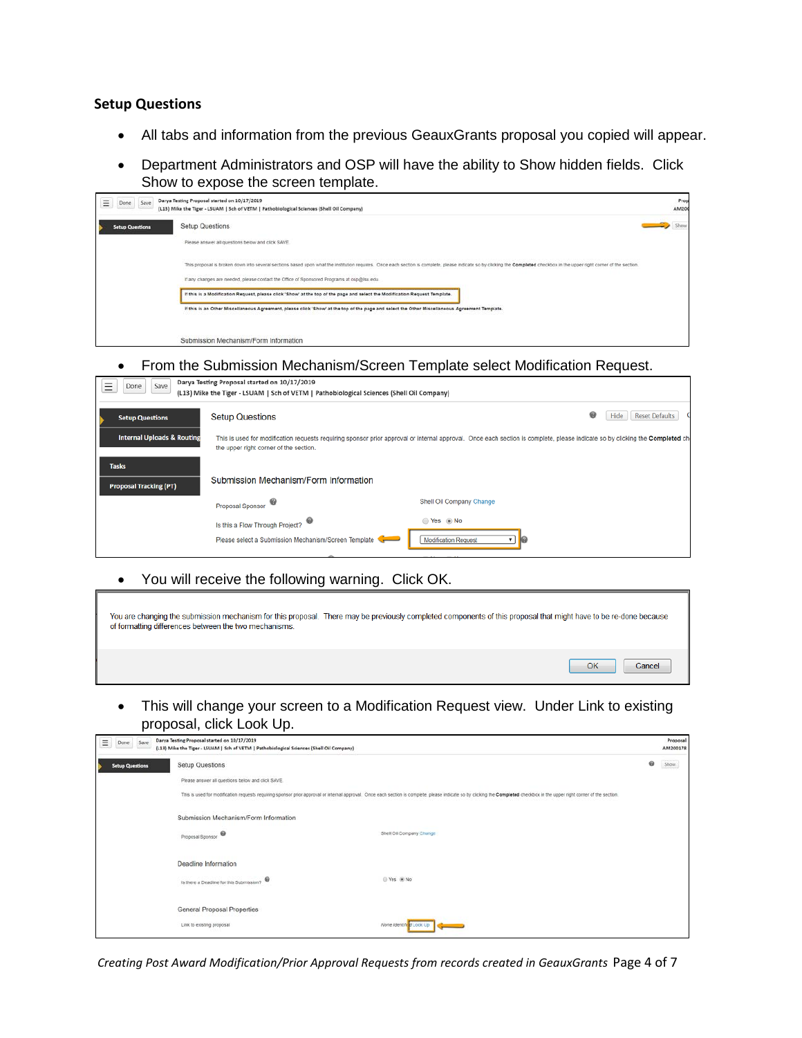### Setup Questions

- All tabs and information from the previous GeauxGrants proposal you copied will appear.
- Department Administrators and OSP will have the ability to Show hidden fields. Click Show to expose the screen template.
- From the Submission Mechanism/Screen Template select Modification Request.
- You will receive the following warning. Click OK.
- This will change your screen to a Modification Request view. Under Link to existing proposal, click Look Up.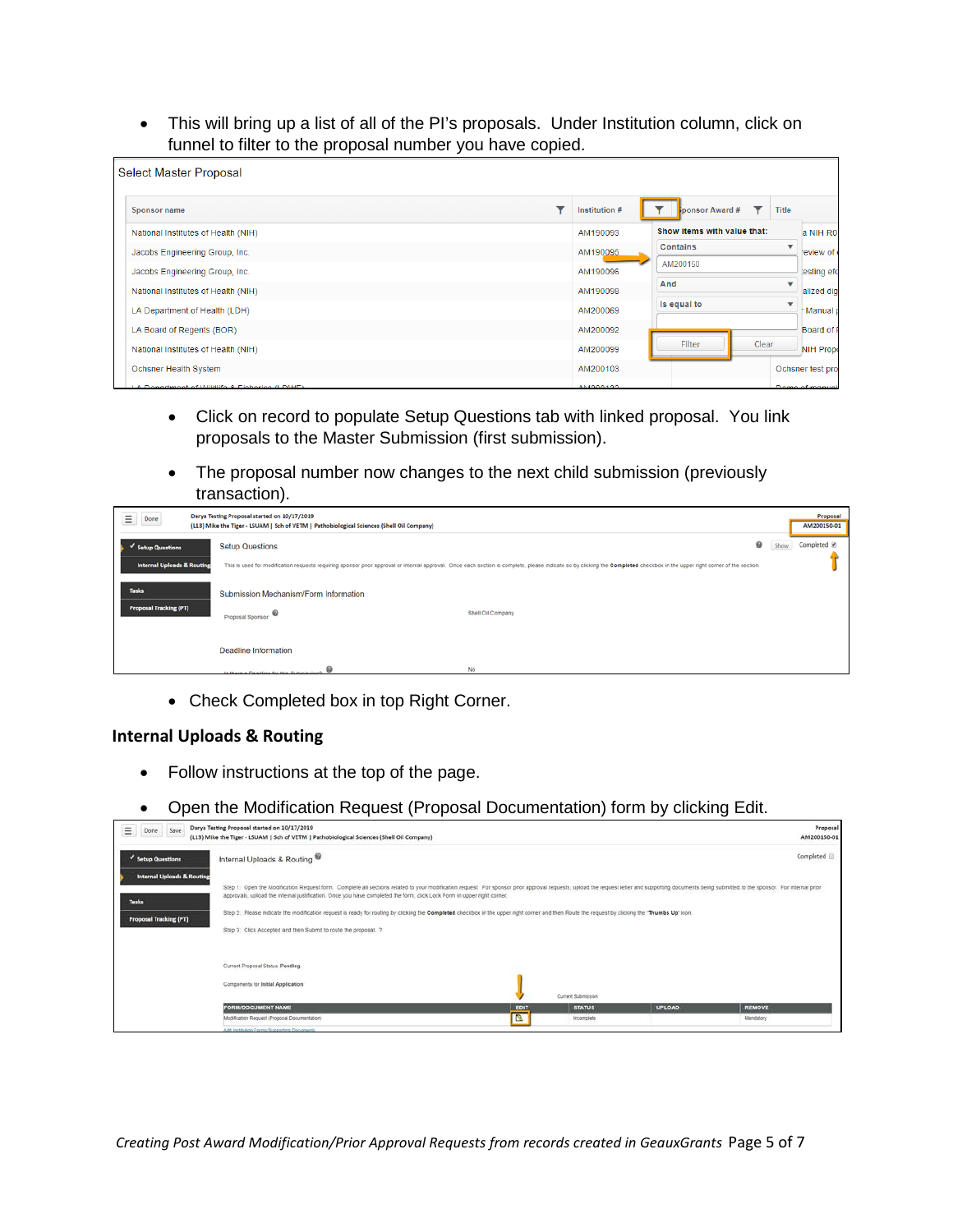- This will bring up a list of all of the PI's proposals. Under Institution column, click on funnel to filter to the proposal number you have copied.

  - Click on record to populate Setup Questions tab with linked proposal. You link proposals to the Master Submission (first submission).

  - The proposal number now changes to the next child submission (previously transaction).

  - Check Completed box in top Right Corner.

## Internal Uploads & Routing

- Follow instructions at the top of the page.

- Open the Modification Request (Proposal Documentation) form by clicking Edit.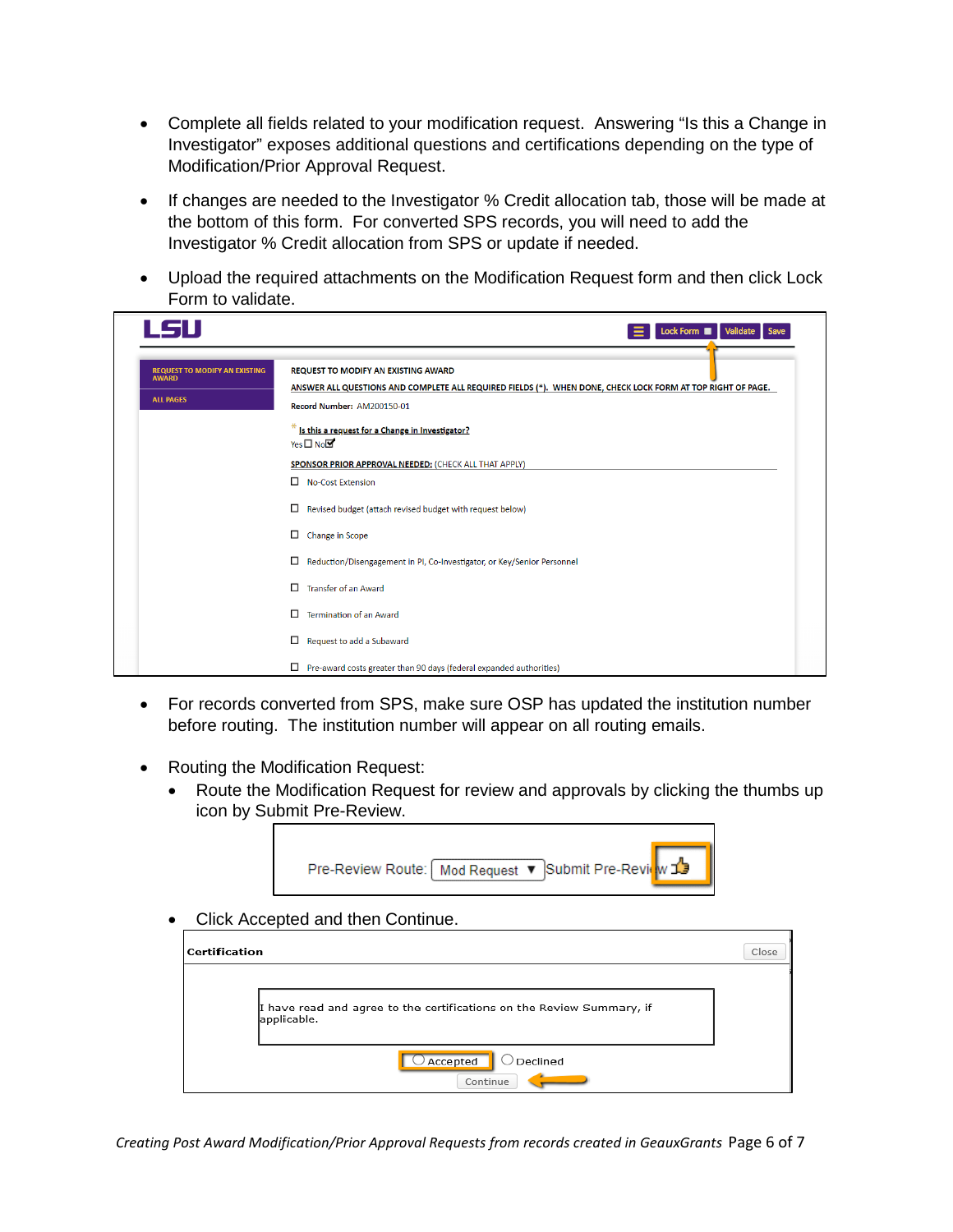- Complete all fields related to your modification request. Answering "Is this a Change in Investigator" exposes additional questions and certifications depending on the type of Modification/Prior Approval Request.

- If changes are needed to the Investigator % Credit allocation tab, those will be made at the bottom of this form. For converted SPS records, you will need to add the Investigator % Credit allocation from SPS or update if needed.

- Upload the required attachments on the Modification Request form and then click Lock Form to validate.

- For records converted from SPS, make sure OSP has updated the institution number before routing. The institution number will appear on all routing emails.

- Routing the Modification Request:
  - Route the Modification Request for review and approvals by clicking the thumbs up icon by Submit Pre-Review.
  - Click Accepted and then Continue.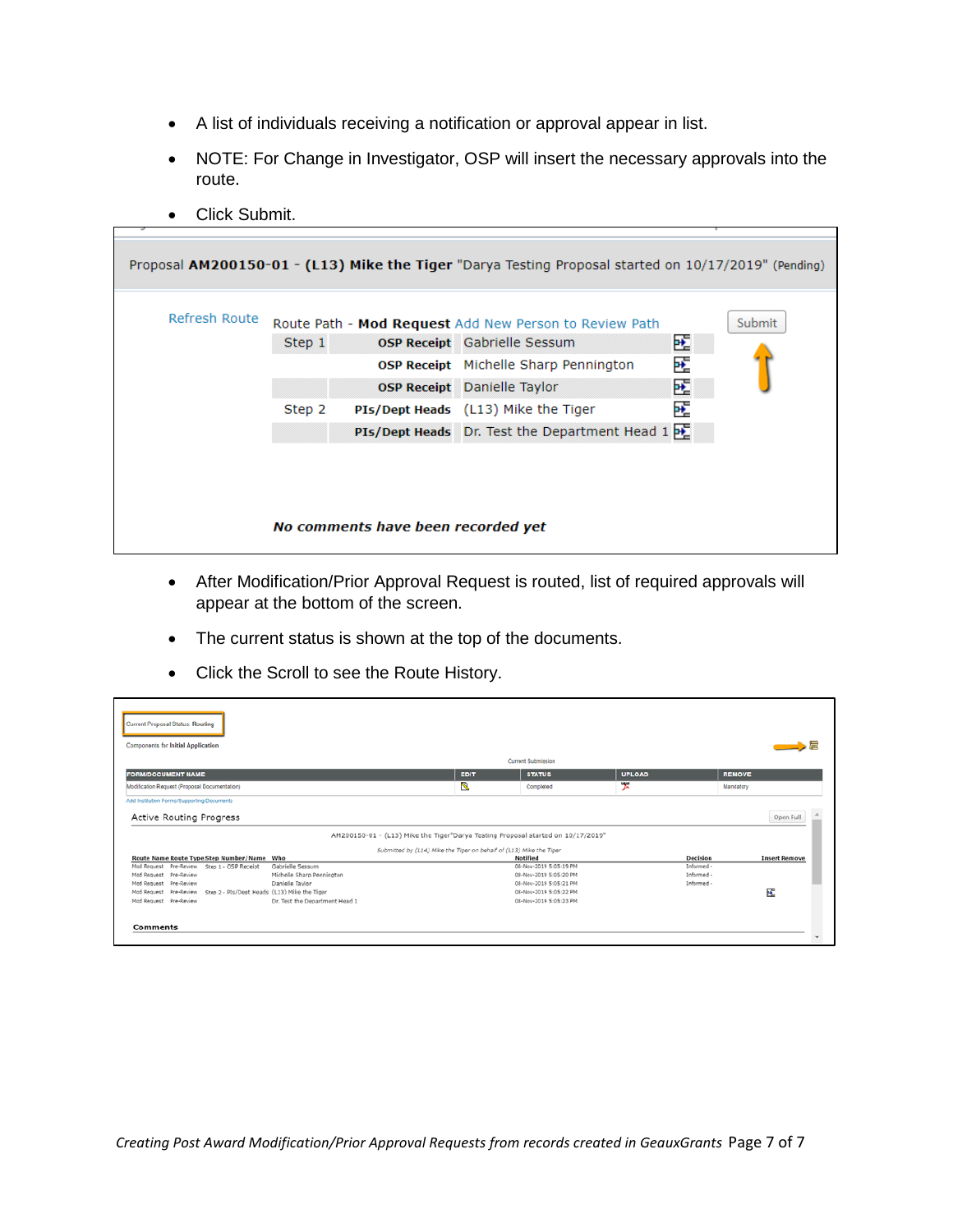- A list of individuals receiving a notification or approval appear in list.
- NOTE: For Change in Investigator, OSP will insert the necessary approvals into the route.
- Click Submit.

Proposal **AM200150-01 - (L13) Mike the Tiger** "Darya Testing Proposal started on 10/17/2019" (Pending)

Refresh Route

Route Path - **Mod Request** Add New Person to Review Path

Submit

| | | | |
|---|---|---|---|
| Step 1 | **OSP Receipt** | Gabrielle Sessum | |
| | **OSP Receipt** | Michelle Sharp Pennington | |
| | **OSP Receipt** | Danielle Taylor | |
| Step 2 | **PIs/Dept Heads** | (L13) Mike the Tiger | |
| | **PIs/Dept Heads** | Dr. Test the Department Head 1 | |

***No comments have been recorded yet***

- After Modification/Prior Approval Request is routed, list of required approvals will appear at the bottom of the screen.
- The current status is shown at the top of the documents.
- Click the Scroll to see the Route History.

Current Proposal Status: Routing

Components for Initial Application

Current Submission

| FORM/DOCUMENT NAME | EDIT | STATUS | UPLOAD | REMOVE |
|---|---|---|---|---|
| Modification Request (Proposal Documentation) | | Completed | | Mandatory |

Add Institution Forms/Supporting Documents

Active Routing Progress

Open Full

AM200150-01 - (L13) Mike the Tiger"Darya Testing Proposal started on 10/17/2019"

*Submitted by (L14) Mike the Tiger on behalf of (L13) Mike the Tiger*

| Route Name | Route Type | Step Number/Name | Who | Notified | Decision | Insert | Remove |
|---|---|---|---|---|---|---|---|
| Mod Request | Pre-Review | Step 1 - OSP Receipt | Gabrielle Sessum | 08-Nov-2019 5:05:19 PM | Informed - | | |
| Mod Request | Pre-Review | | Michelle Sharp Pennington | 08-Nov-2019 5:05:20 PM | Informed - | | |
| Mod Request | Pre-Review | | Danielle Taylor | 08-Nov-2019 5:05:21 PM | Informed - | | |
| Mod Request | Pre-Review | Step 2 - PIs/Dept Heads | (L13) Mike the Tiger | 08-Nov-2019 5:05:22 PM | | | |
| Mod Request | Pre-Review | | Dr. Test the Department Head 1 | 08-Nov-2019 5:05:23 PM | | | |

Comments